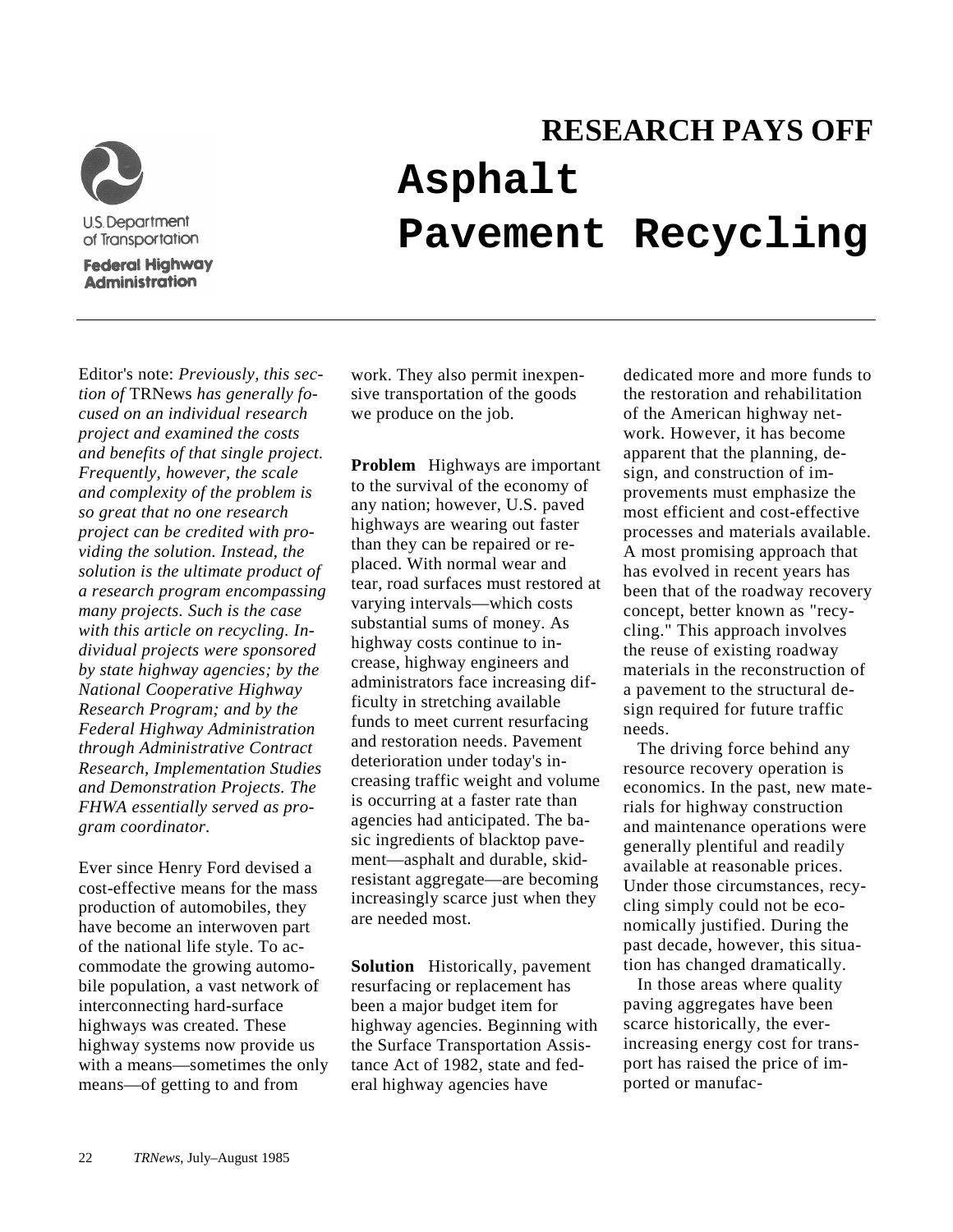U.S. Department of Transportation

Federal Highway Administration

## RESEARCH PAYS OFF

# Asphalt Pavement Recycling

Editor's note: *Previously, this section of* TRNews *has generally focused on an individual research project and examined the costs and benefits of that single project. Frequently, however, the scale and complexity of the problem is so great that no one research project can be credited with providing the solution. Instead, the solution is the ultimate product of a research program encompassing many projects. Such is the case with this article on recycling. Individual projects were sponsored by state highway agencies; by the National Cooperative Highway Research Program; and by the Federal Highway Administration through Administrative Contract Research, Implementation Studies and Demonstration Projects. The FHWA essentially served as program coordinator.*

Ever since Henry Ford devised a cost-effective means for the mass production of automobiles, they have become an interwoven part of the national life style. To accommodate the growing automobile population, a vast network of interconnecting hard-surface highways was created. These highway systems now provide us with a means—sometimes the only means—of getting to and from work. They also permit inexpensive transportation of the goods we produce on the job.

**Problem** Highways are important to the survival of the economy of any nation; however, U.S. paved highways are wearing out faster than they can be repaired or replaced. With normal wear and tear, road surfaces must restored at varying intervals—which costs substantial sums of money. As highway costs continue to increase, highway engineers and administrators face increasing difficulty in stretching available funds to meet current resurfacing and restoration needs. Pavement deterioration under today's increasing traffic weight and volume is occurring at a faster rate than agencies had anticipated. The basic ingredients of blacktop pavement—asphalt and durable, skid-resistant aggregate—are becoming increasingly scarce just when they are needed most.

**Solution** Historically, pavement resurfacing or replacement has been a major budget item for highway agencies. Beginning with the Surface Transportation Assistance Act of 1982, state and federal highway agencies have dedicated more and more funds to the restoration and rehabilitation of the American highway network. However, it has become apparent that the planning, design, and construction of improvements must emphasize the most efficient and cost-effective processes and materials available. A most promising approach that has evolved in recent years has been that of the roadway recovery concept, better known as "recycling." This approach involves the reuse of existing roadway materials in the reconstruction of a pavement to the structural design required for future traffic needs.

The driving force behind any resource recovery operation is economics. In the past, new materials for highway construction and maintenance operations were generally plentiful and readily available at reasonable prices. Under those circumstances, recycling simply could not be economically justified. During the past decade, however, this situation has changed dramatically.

In those areas where quality paving aggregates have been scarce historically, the ever-increasing energy cost for transport has raised the price of imported or manufac-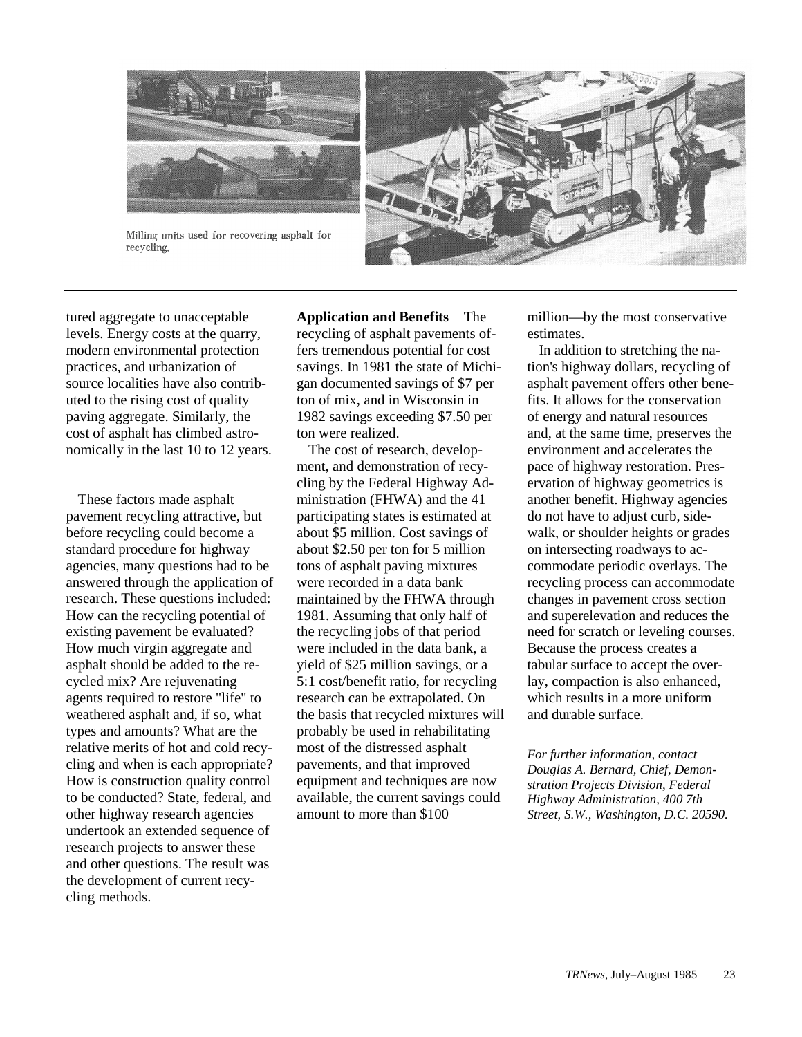Milling units used for recovering asphalt for recycling.

tured aggregate to unacceptable levels. Energy costs at the quarry, modern environmental protection practices, and urbanization of source localities have also contributed to the rising cost of quality paving aggregate. Similarly, the cost of asphalt has climbed astronomically in the last 10 to 12 years.

These factors made asphalt pavement recycling attractive, but before recycling could become a standard procedure for highway agencies, many questions had to be answered through the application of research. These questions included: How can the recycling potential of existing pavement be evaluated? How much virgin aggregate and asphalt should be added to the recycled mix? Are rejuvenating agents required to restore "life" to weathered asphalt and, if so, what types and amounts? What are the relative merits of hot and cold recycling and when is each appropriate? How is construction quality control to be conducted? State, federal, and other highway research agencies undertook an extended sequence of research projects to answer these and other questions. The result was the development of current recycling methods.

**Application and Benefits** The recycling of asphalt pavements offers tremendous potential for cost savings. In 1981 the state of Michigan documented savings of $7 per ton of mix, and in Wisconsin in 1982 savings exceeding $7.50 per ton were realized.

The cost of research, development, and demonstration of recycling by the Federal Highway Administration (FHWA) and the 41 participating states is estimated at about $5 million. Cost savings of about $2.50 per ton for 5 million tons of asphalt paving mixtures were recorded in a data bank maintained by the FHWA through 1981. Assuming that only half of the recycling jobs of that period were included in the data bank, a yield of $25 million savings, or a 5:1 cost/benefit ratio, for recycling research can be extrapolated. On the basis that recycled mixtures will probably be used in rehabilitating most of the distressed asphalt pavements, and that improved equipment and techniques are now available, the current savings could amount to more than $100 million—by the most conservative estimates.

In addition to stretching the nation's highway dollars, recycling of asphalt pavement offers other benefits. It allows for the conservation of energy and natural resources and, at the same time, preserves the environment and accelerates the pace of highway restoration. Preservation of highway geometrics is another benefit. Highway agencies do not have to adjust curb, sidewalk, or shoulder heights or grades on intersecting roadways to accommodate periodic overlays. The recycling process can accommodate changes in pavement cross section and superelevation and reduces the need for scratch or leveling courses. Because the process creates a tabular surface to accept the overlay, compaction is also enhanced, which results in a more uniform and durable surface.

*For further information, contact Douglas A. Bernard, Chief, Demonstration Projects Division, Federal Highway Administration, 400 7th Street, S.W., Washington, D.C. 20590.*